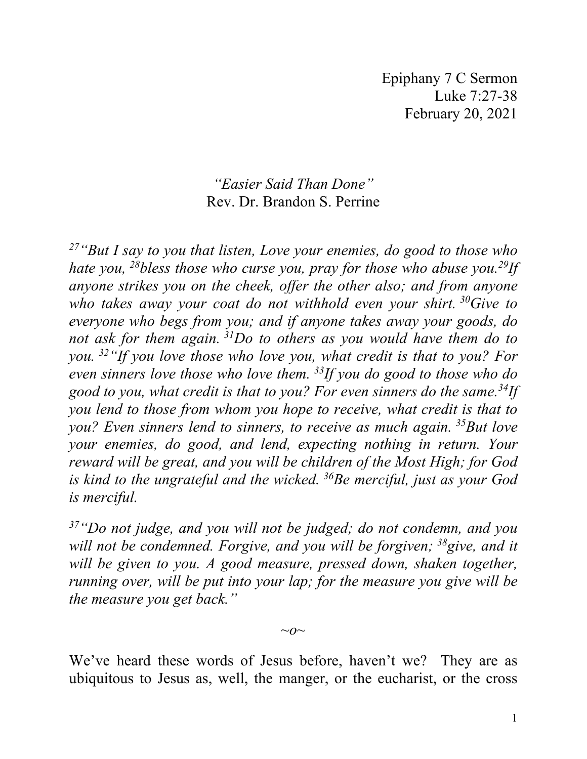Epiphany 7 C Sermon
Luke 7:27-38
February 20, 2021

*"Easier Said Than Done"*
Rev. Dr. Brandon S. Perrine

*[27] "But I say to you that listen, Love your enemies, do good to those who hate you, [28] bless those who curse you, pray for those who abuse you. [29] If anyone strikes you on the cheek, offer the other also; and from anyone who takes away your coat do not withhold even your shirt. [30] Give to everyone who begs from you; and if anyone takes away your goods, do not ask for them again. [31] Do to others as you would have them do to you. [32] "If you love those who love you, what credit is that to you? For even sinners love those who love them. [33] If you do good to those who do good to you, what credit is that to you? For even sinners do the same. [34] If you lend to those from whom you hope to receive, what credit is that to you? Even sinners lend to sinners, to receive as much again. [35] But love your enemies, do good, and lend, expecting nothing in return. Your reward will be great, and you will be children of the Most High; for God is kind to the ungrateful and the wicked. [36] Be merciful, just as your God is merciful.*

*[37] "Do not judge, and you will not be judged; do not condemn, and you will not be condemned. Forgive, and you will be forgiven; [38] give, and it will be given to you. A good measure, pressed down, shaken together, running over, will be put into your lap; for the measure you give will be the measure you get back."*

*~o~*

We've heard these words of Jesus before, haven't we? They are as ubiquitous to Jesus as, well, the manger, or the eucharist, or the cross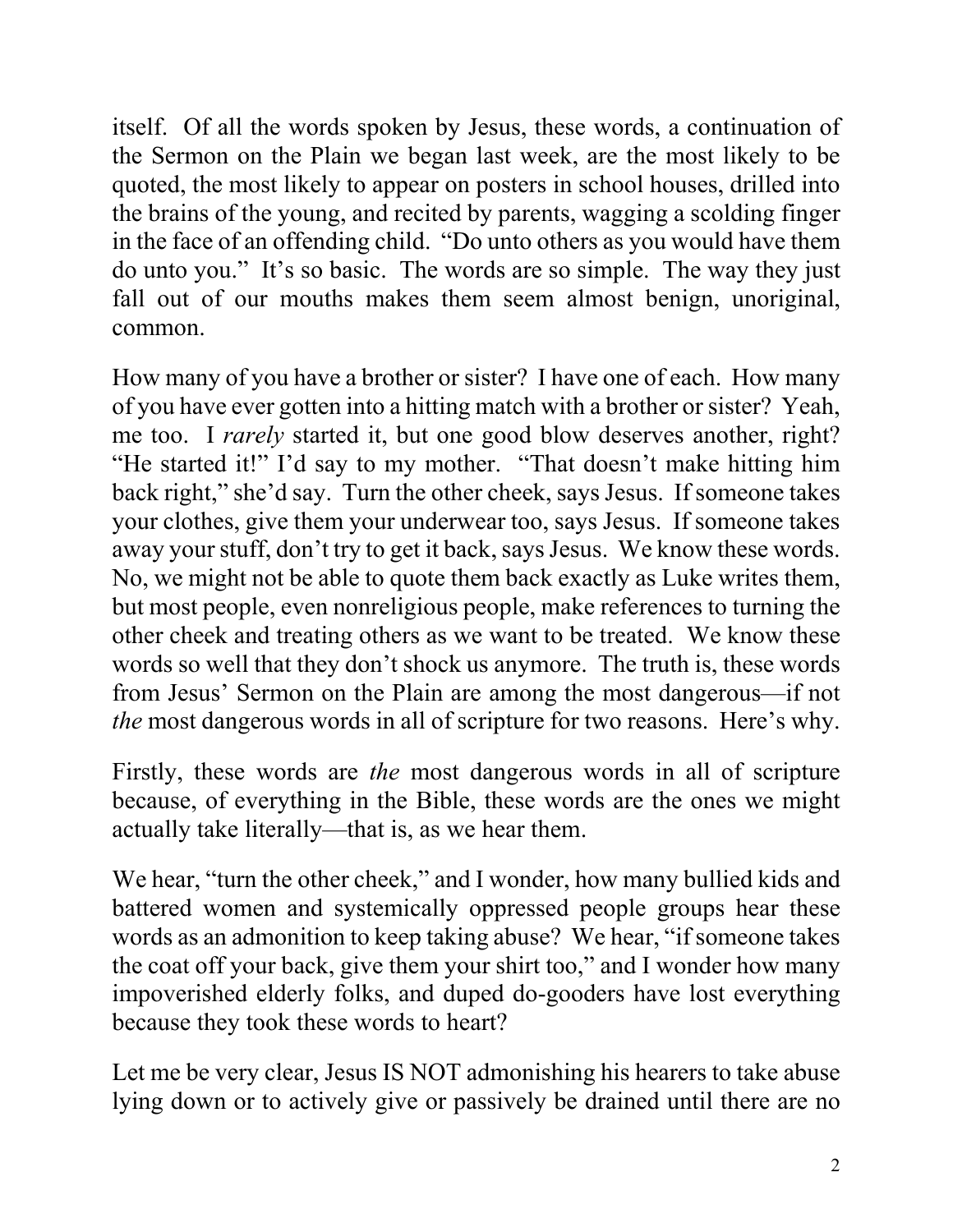itself. Of all the words spoken by Jesus, these words, a continuation of the Sermon on the Plain we began last week, are the most likely to be quoted, the most likely to appear on posters in school houses, drilled into the brains of the young, and recited by parents, wagging a scolding finger in the face of an offending child. "Do unto others as you would have them do unto you." It's so basic. The words are so simple. The way they just fall out of our mouths makes them seem almost benign, unoriginal, common.

How many of you have a brother or sister? I have one of each. How many of you have ever gotten into a hitting match with a brother or sister? Yeah, me too. I *rarely* started it, but one good blow deserves another, right? "He started it!" I'd say to my mother. "That doesn't make hitting him back right," she'd say. Turn the other cheek, says Jesus. If someone takes your clothes, give them your underwear too, says Jesus. If someone takes away your stuff, don't try to get it back, says Jesus. We know these words. No, we might not be able to quote them back exactly as Luke writes them, but most people, even nonreligious people, make references to turning the other cheek and treating others as we want to be treated. We know these words so well that they don't shock us anymore. The truth is, these words from Jesus' Sermon on the Plain are among the most dangerous—if not *the* most dangerous words in all of scripture for two reasons. Here's why.

Firstly, these words are *the* most dangerous words in all of scripture because, of everything in the Bible, these words are the ones we might actually take literally—that is, as we hear them.

We hear, "turn the other cheek," and I wonder, how many bullied kids and battered women and systemically oppressed people groups hear these words as an admonition to keep taking abuse? We hear, "if someone takes the coat off your back, give them your shirt too," and I wonder how many impoverished elderly folks, and duped do-gooders have lost everything because they took these words to heart?

Let me be very clear, Jesus IS NOT admonishing his hearers to take abuse lying down or to actively give or passively be drained until there are no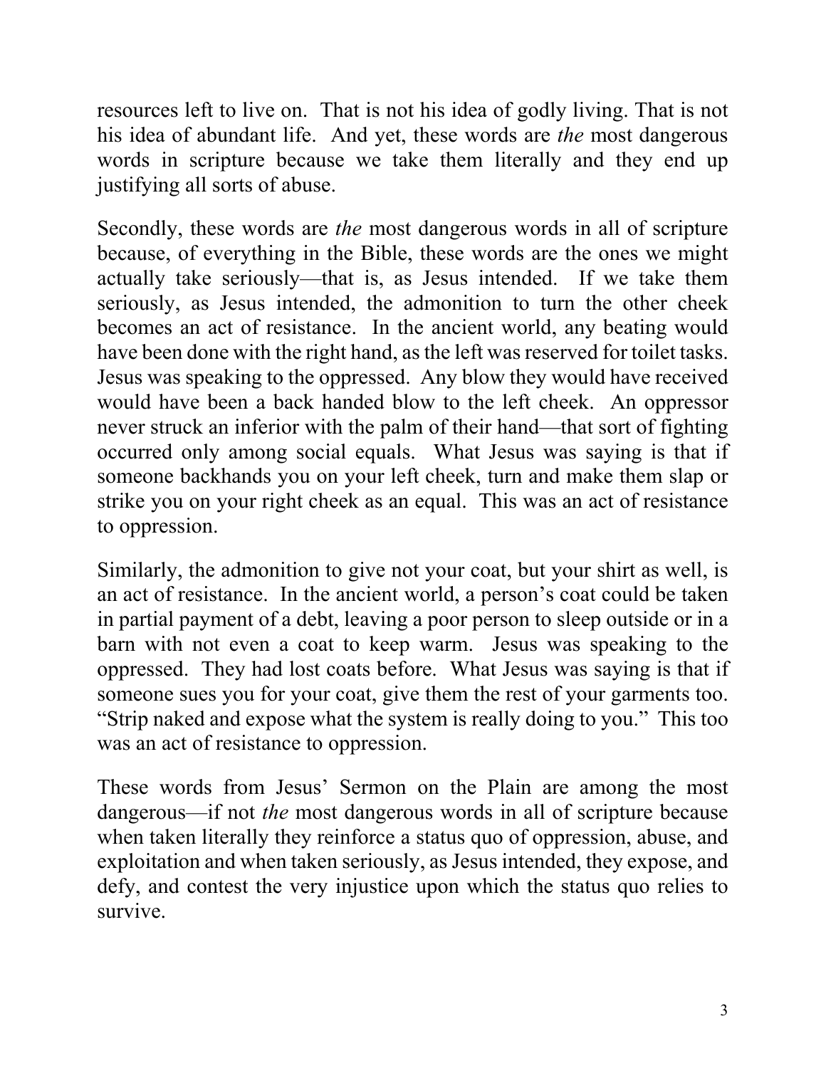resources left to live on. That is not his idea of godly living. That is not his idea of abundant life. And yet, these words are *the* most dangerous words in scripture because we take them literally and they end up justifying all sorts of abuse.

Secondly, these words are *the* most dangerous words in all of scripture because, of everything in the Bible, these words are the ones we might actually take seriously—that is, as Jesus intended. If we take them seriously, as Jesus intended, the admonition to turn the other cheek becomes an act of resistance. In the ancient world, any beating would have been done with the right hand, as the left was reserved for toilet tasks. Jesus was speaking to the oppressed. Any blow they would have received would have been a back handed blow to the left cheek. An oppressor never struck an inferior with the palm of their hand—that sort of fighting occurred only among social equals. What Jesus was saying is that if someone backhands you on your left cheek, turn and make them slap or strike you on your right cheek as an equal. This was an act of resistance to oppression.

Similarly, the admonition to give not your coat, but your shirt as well, is an act of resistance. In the ancient world, a person's coat could be taken in partial payment of a debt, leaving a poor person to sleep outside or in a barn with not even a coat to keep warm. Jesus was speaking to the oppressed. They had lost coats before. What Jesus was saying is that if someone sues you for your coat, give them the rest of your garments too. "Strip naked and expose what the system is really doing to you." This too was an act of resistance to oppression.

These words from Jesus' Sermon on the Plain are among the most dangerous—if not *the* most dangerous words in all of scripture because when taken literally they reinforce a status quo of oppression, abuse, and exploitation and when taken seriously, as Jesus intended, they expose, and defy, and contest the very injustice upon which the status quo relies to survive.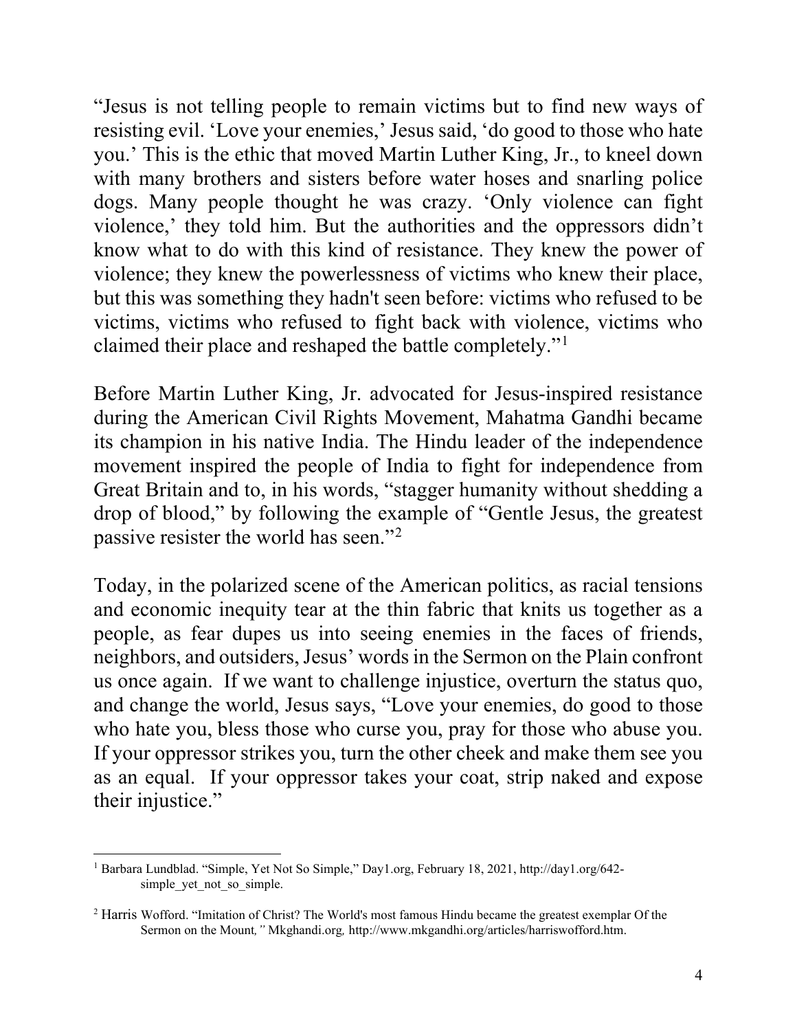"Jesus is not telling people to remain victims but to find new ways of resisting evil. 'Love your enemies,' Jesus said, 'do good to those who hate you.' This is the ethic that moved Martin Luther King, Jr., to kneel down with many brothers and sisters before water hoses and snarling police dogs. Many people thought he was crazy. 'Only violence can fight violence,' they told him. But the authorities and the oppressors didn't know what to do with this kind of resistance. They knew the power of violence; they knew the powerlessness of victims who knew their place, but this was something they hadn't seen before: victims who refused to be victims, victims who refused to fight back with violence, victims who claimed their place and reshaped the battle completely."[1]

Before Martin Luther King, Jr. advocated for Jesus-inspired resistance during the American Civil Rights Movement, Mahatma Gandhi became its champion in his native India. The Hindu leader of the independence movement inspired the people of India to fight for independence from Great Britain and to, in his words, "stagger humanity without shedding a drop of blood," by following the example of "Gentle Jesus, the greatest passive resister the world has seen."[2]

Today, in the polarized scene of the American politics, as racial tensions and economic inequity tear at the thin fabric that knits us together as a people, as fear dupes us into seeing enemies in the faces of friends, neighbors, and outsiders, Jesus' words in the Sermon on the Plain confront us once again. If we want to challenge injustice, overturn the status quo, and change the world, Jesus says, "Love your enemies, do good to those who hate you, bless those who curse you, pray for those who abuse you. If your oppressor strikes you, turn the other cheek and make them see you as an equal. If your oppressor takes your coat, strip naked and expose their injustice."

---

[1] Barbara Lundblad. "Simple, Yet Not So Simple," Day1.org, February 18, 2021, http://day1.org/642-simple_yet_not_so_simple.

[2] Harris Wofford. "Imitation of Christ? The World's most famous Hindu became the greatest exemplar Of the Sermon on the Mount*,"* Mkghandi.org*,* http://www.mkgandhi.org/articles/harriswofford.htm.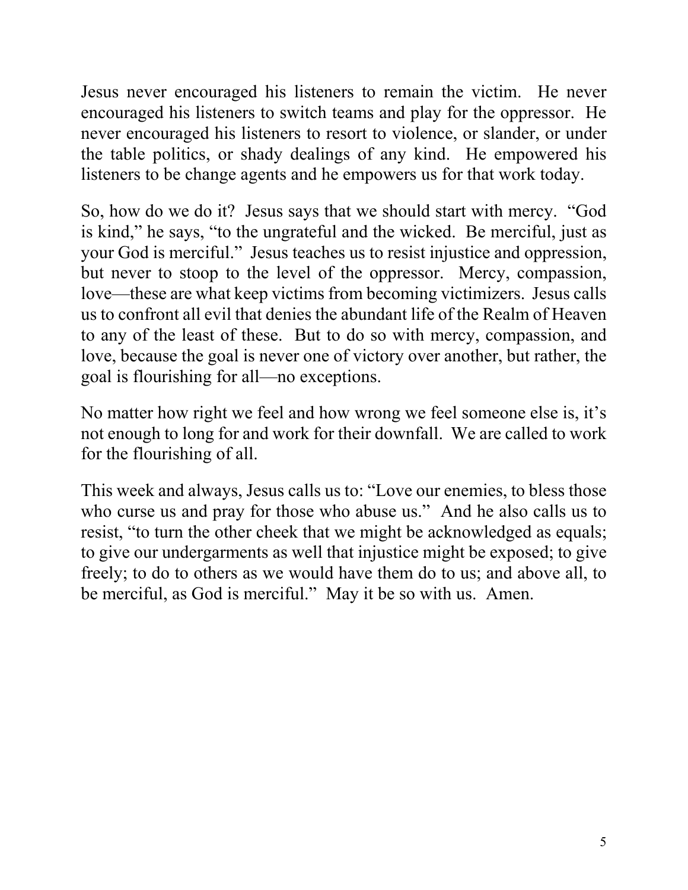Jesus never encouraged his listeners to remain the victim. He never encouraged his listeners to switch teams and play for the oppressor. He never encouraged his listeners to resort to violence, or slander, or under the table politics, or shady dealings of any kind. He empowered his listeners to be change agents and he empowers us for that work today.

So, how do we do it? Jesus says that we should start with mercy. "God is kind," he says, "to the ungrateful and the wicked. Be merciful, just as your God is merciful." Jesus teaches us to resist injustice and oppression, but never to stoop to the level of the oppressor. Mercy, compassion, love—these are what keep victims from becoming victimizers. Jesus calls us to confront all evil that denies the abundant life of the Realm of Heaven to any of the least of these. But to do so with mercy, compassion, and love, because the goal is never one of victory over another, but rather, the goal is flourishing for all—no exceptions.

No matter how right we feel and how wrong we feel someone else is, it's not enough to long for and work for their downfall. We are called to work for the flourishing of all.

This week and always, Jesus calls us to: "Love our enemies, to bless those who curse us and pray for those who abuse us." And he also calls us to resist, "to turn the other cheek that we might be acknowledged as equals; to give our undergarments as well that injustice might be exposed; to give freely; to do to others as we would have them do to us; and above all, to be merciful, as God is merciful." May it be so with us. Amen.